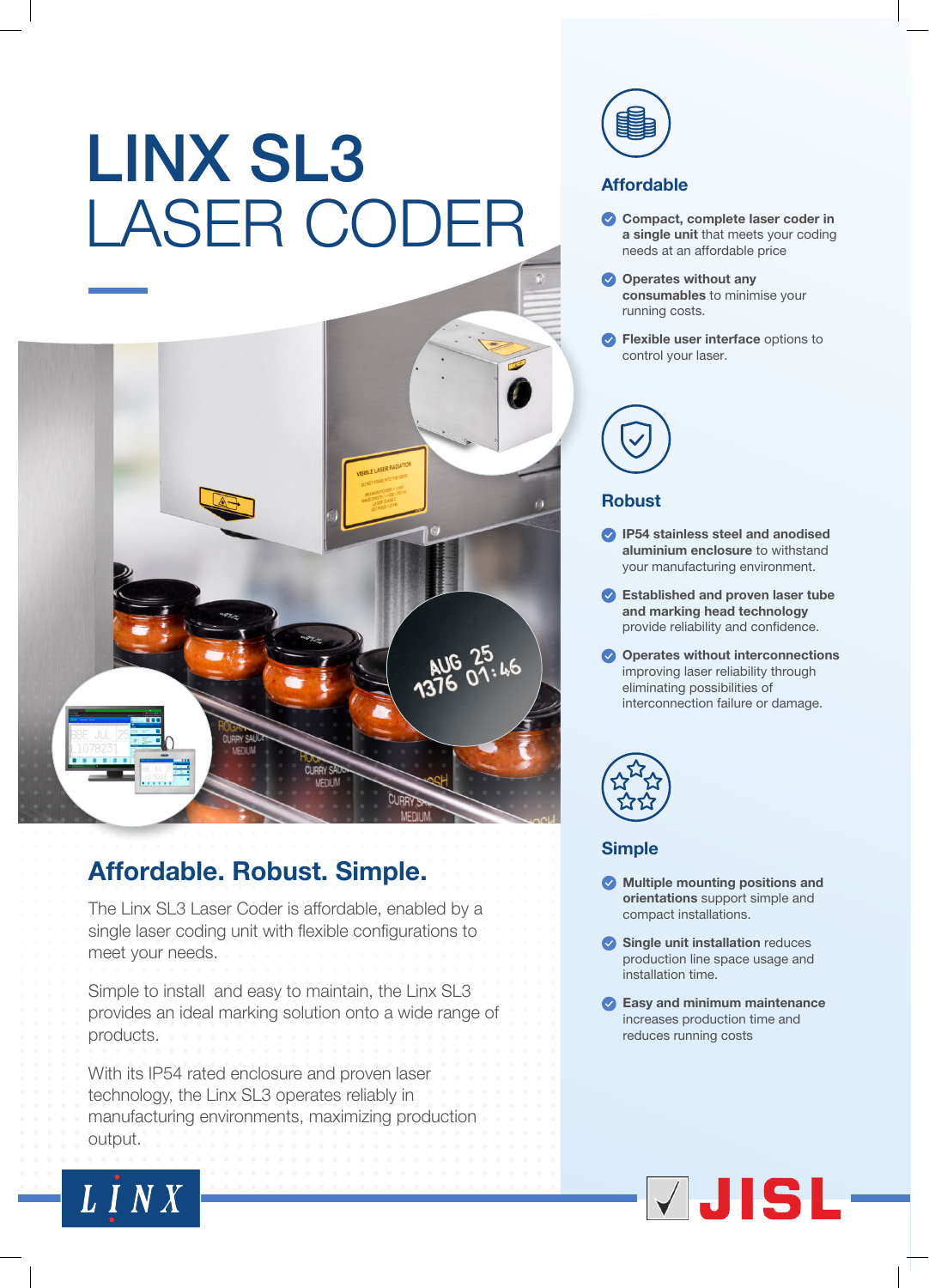# LINX SL3
# LASER CODER

## Affordable. Robust. Simple.

The Linx SL3 Laser Coder is affordable, enabled by a single laser coding unit with flexible configurations to meet your needs.

Simple to install and easy to maintain, the Linx SL3 provides an ideal marking solution onto a wide range of products.

With its IP54 rated enclosure and proven laser technology, the Linx SL3 operates reliably in manufacturing environments, maximizing production output.

### Affordable

- **Compact, complete laser coder in a single unit** that meets your coding needs at an affordable price
- **Operates without any consumables** to minimise your running costs.
- **Flexible user interface** options to control your laser.

### Robust

- **IP54 stainless steel and anodised aluminium enclosure** to withstand your manufacturing environment.
- **Established and proven laser tube and marking head technology** provide reliability and confidence.
- **Operates without interconnections** improving laser reliability through eliminating possibilities of interconnection failure or damage.

### Simple

- **Multiple mounting positions and orientations** support simple and compact installations.
- **Single unit installation** reduces production line space usage and installation time.
- **Easy and minimum maintenance** increases production time and reduces running costs

LINX

JISL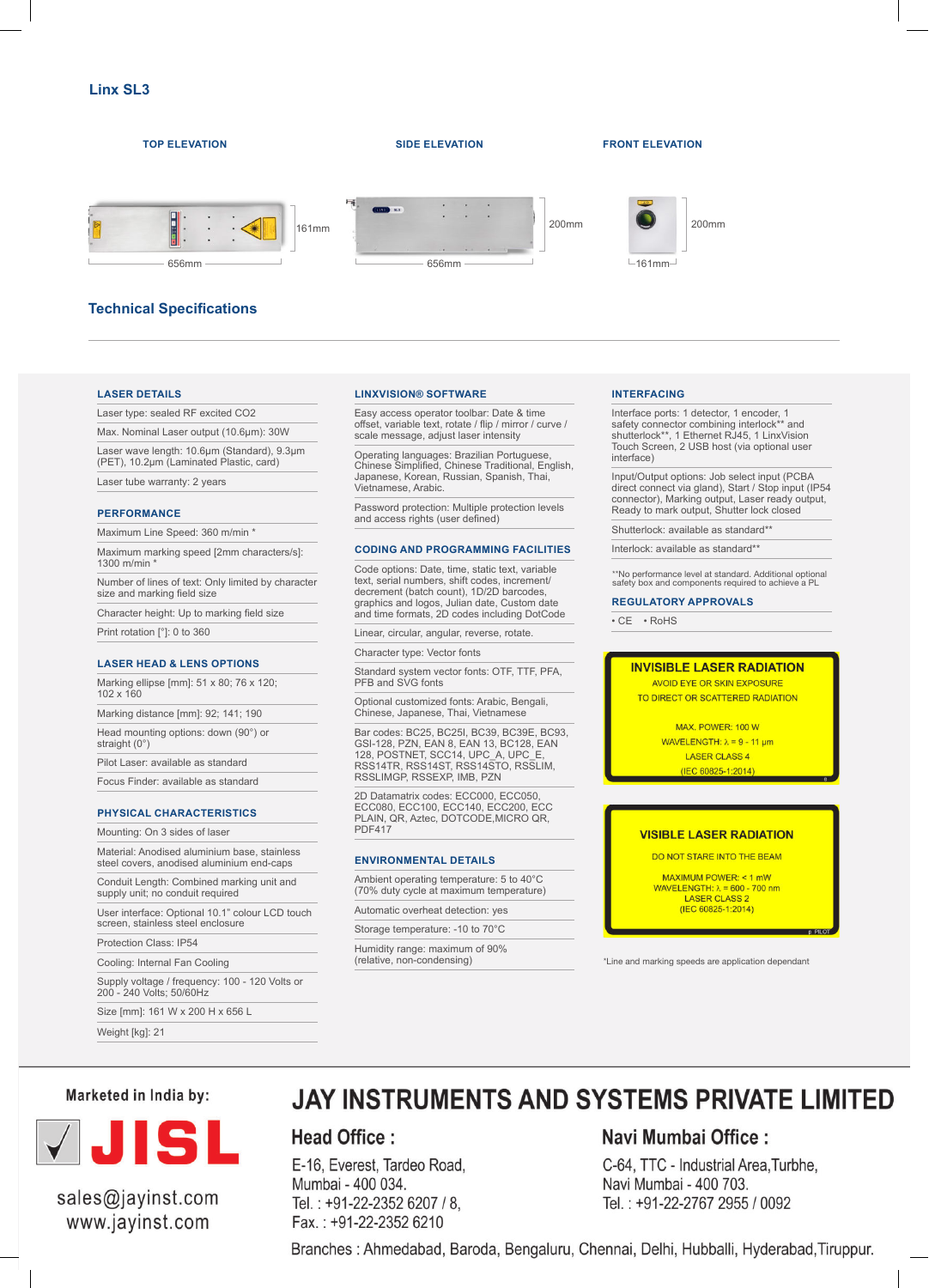## Linx SL3

TOP ELEVATION

161mm
656mm

SIDE ELEVATION

200mm
656mm

FRONT ELEVATION

200mm
161mm

## Technical Specifications

### LASER DETAILS

Laser type: sealed RF excited $CO_2$

Max. Nominal Laser output (10.6µm): 30W

Laser wave length: 10.6µm (Standard), 9.3µm (PET), 10.2µm (Laminated Plastic, card)

Laser tube warranty: 2 years

### PERFORMANCE

Maximum Line Speed: 360 m/min *

Maximum marking speed [2mm characters/s]: 1300 m/min *

Number of lines of text: Only limited by character size and marking field size

Character height: Up to marking field size

Print rotation [°]: 0 to 360

### LASER HEAD & LENS OPTIONS

Marking ellipse [mm]: 51 x 80; 76 x 120; 102 x 160

Marking distance [mm]: 92; 141; 190

Head mounting options: down (90°) or straight (0°)

Pilot Laser: available as standard

Focus Finder: available as standard

### PHYSICAL CHARACTERISTICS

Mounting: On 3 sides of laser

Material: Anodised aluminium base, stainless steel covers, anodised aluminium end-caps

Conduit Length: Combined marking unit and supply unit; no conduit required

User interface: Optional 10.1" colour LCD touch screen, stainless steel enclosure

Protection Class: IP54

Cooling: Internal Fan Cooling

Supply voltage / frequency: 100 - 120 Volts or 200 - 240 Volts; 50/60Hz

Size [mm]: 161 W x 200 H x 656 L

Weight [kg]: 21

### LINXVISION® SOFTWARE

Easy access operator toolbar: Date & time offset, variable text, rotate / flip / mirror / curve / scale message, adjust laser intensity

Operating languages: Brazilian Portuguese, Chinese Simplified, Chinese Traditional, English, Japanese, Korean, Russian, Spanish, Thai, Vietnamese, Arabic.

Password protection: Multiple protection levels and access rights (user defined)

### CODING AND PROGRAMMING FACILITIES

Code options: Date, time, static text, variable text, serial numbers, shift codes, increment/decrement (batch count), 1D/2D barcodes, graphics and logos, Julian date, Custom date and time formats, 2D codes including DotCode

Linear, circular, angular, reverse, rotate.

Character type: Vector fonts

Standard system vector fonts: OTF, TTF, PFA, PFB and SVG fonts

Optional customized fonts: Arabic, Bengali, Chinese, Japanese, Thai, Vietnamese

Bar codes: BC25, BC25I, BC39, BC39E, BC93, GSI-128, PZN, EAN 8, EAN 13, BC128, EAN 128, POSTNET, SCC14, UPC_A, UPC_E, RSS14TR, RSS14ST, RSS14STO, RSSLIM, RSSLIMGP, RSSEXP, IMB, PZN

2D Datamatrix codes: ECC000, ECC050, ECC080, ECC100, ECC140, ECC200, ECC PLAIN, QR, Aztec, DOTCODE,MICRO QR, PDF417

### ENVIRONMENTAL DETAILS

Ambient operating temperature: 5 to 40°C (70% duty cycle at maximum temperature)

Automatic overheat detection: yes

Storage temperature: -10 to 70°C

Humidity range: maximum of 90% (relative, non-condensing)

### INTERFACING

Interface ports: 1 detector, 1 encoder, 1 safety connector combining interlock** and shutterlock**, 1 Ethernet RJ45, 1 LinxVision Touch Screen, 2 USB host (via optional user interface)

Input/Output options: Job select input (PCBA direct connect via gland), Start / Stop input (IP54 connector), Marking output, Laser ready output, Ready to mark output, Shutter lock closed

Shutterlock: available as standard**

Interlock: available as standard**

**No performance level at standard. Additional optional safety box and components required to achieve a PL

### REGULATORY APPROVALS

- CE
- RoHS

INVISIBLE LASER RADIATION
AVOID EYE OR SKIN EXPOSURE
TO DIRECT OR SCATTERED RADIATION

MAX. POWER: 100 W
WAVELENGTH: λ = 9 - 11 µm
LASER CLASS 4
(IEC 60825-1:2014)

VISIBLE LASER RADIATION
DO NOT STARE INTO THE BEAM

MAXIMUM POWER: < 1 mW
WAVELENGTH: λ = 600 - 700 nm
LASER CLASS 2
(IEC 60825-1:2014)

*Line and marking speeds are application dependant

---

Marketed in India by:

JISL

sales@jayinst.com
www.jayinst.com

## JAY INSTRUMENTS AND SYSTEMS PRIVATE LIMITED

**Head Office :**

E-16, Everest, Tardeo Road,
Mumbai - 400 034.
Tel. : +91-22-2352 6207 / 8,
Fax. : +91-22-2352 6210

**Navi Mumbai Office :**

C-64, TTC - Industrial Area,Turbhe,
Navi Mumbai - 400 703.
Tel. : +91-22-2767 2955 / 0092

Branches : Ahmedabad, Baroda, Bengaluru, Chennai, Delhi, Hubballi, Hyderabad,Tiruppur.